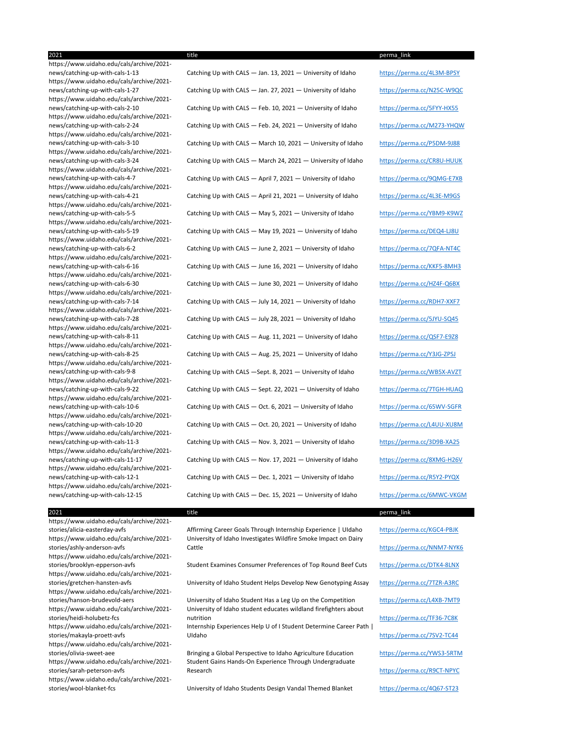| 2021 | title | perma_link |
|---|---|---|
| https://www.uidaho.edu/cals/archive/2021-news/catching-up-with-cals-1-13 | Catching Up with CALS — Jan. 13, 2021 — University of Idaho | https://perma.cc/4L3M-BPSY |
| https://www.uidaho.edu/cals/archive/2021-news/catching-up-with-cals-1-27 | Catching Up with CALS — Jan. 27, 2021 — University of Idaho | https://perma.cc/N25C-W9QC |
| https://www.uidaho.edu/cals/archive/2021-news/catching-up-with-cals-2-10 | Catching Up with CALS — Feb. 10, 2021 — University of Idaho | https://perma.cc/5FYY-HX55 |
| https://www.uidaho.edu/cals/archive/2021-news/catching-up-with-cals-2-24 | Catching Up with CALS — Feb. 24, 2021 — University of Idaho | https://perma.cc/M273-YHQW |
| https://www.uidaho.edu/cals/archive/2021-news/catching-up-with-cals-3-10 | Catching Up with CALS — March 10, 2021 — University of Idaho | https://perma.cc/P5DM-9J88 |
| https://www.uidaho.edu/cals/archive/2021-news/catching-up-with-cals-3-24 | Catching Up with CALS — March 24, 2021 — University of Idaho | https://perma.cc/CR8U-HUUK |
| https://www.uidaho.edu/cals/archive/2021-news/catching-up-with-cals-4-7 | Catching Up with CALS — April 7, 2021 — University of Idaho | https://perma.cc/9QMG-E7XB |
| https://www.uidaho.edu/cals/archive/2021-news/catching-up-with-cals-4-21 | Catching Up with CALS — April 21, 2021 — University of Idaho | https://perma.cc/4L3E-M9GS |
| https://www.uidaho.edu/cals/archive/2021-news/catching-up-with-cals-5-5 | Catching Up with CALS — May 5, 2021 — University of Idaho | https://perma.cc/YBM9-K9WZ |
| https://www.uidaho.edu/cals/archive/2021-news/catching-up-with-cals-5-19 | Catching Up with CALS — May 19, 2021 — University of Idaho | https://perma.cc/DEQ4-LJ8U |
| https://www.uidaho.edu/cals/archive/2021-news/catching-up-with-cals-6-2 | Catching Up with CALS — June 2, 2021 — University of Idaho | https://perma.cc/7QFA-NT4C |
| https://www.uidaho.edu/cals/archive/2021-news/catching-up-with-cals-6-16 | Catching Up with CALS — June 16, 2021 — University of Idaho | https://perma.cc/KKF5-8MH3 |
| https://www.uidaho.edu/cals/archive/2021-news/catching-up-with-cals-6-30 | Catching Up with CALS — June 30, 2021 — University of Idaho | https://perma.cc/HZ4F-Q6BX |
| https://www.uidaho.edu/cals/archive/2021-news/catching-up-with-cals-7-14 | Catching Up with CALS — July 14, 2021 — University of Idaho | https://perma.cc/RDH7-XXF7 |
| https://www.uidaho.edu/cals/archive/2021-news/catching-up-with-cals-7-28 | Catching Up with CALS — July 28, 2021 — University of Idaho | https://perma.cc/5JYU-SQ45 |
| https://www.uidaho.edu/cals/archive/2021-news/catching-up-with-cals-8-11 | Catching Up with CALS — Aug. 11, 2021 — University of Idaho | https://perma.cc/QSF7-E9Z8 |
| https://www.uidaho.edu/cals/archive/2021-news/catching-up-with-cals-8-25 | Catching Up with CALS — Aug. 25, 2021 — University of Idaho | https://perma.cc/Y3JG-ZPSJ |
| https://www.uidaho.edu/cals/archive/2021-news/catching-up-with-cals-9-8 | Catching Up with CALS —Sept. 8, 2021 — University of Idaho | https://perma.cc/WB5X-AVZT |
| https://www.uidaho.edu/cals/archive/2021-news/catching-up-with-cals-9-22 | Catching Up with CALS — Sept. 22, 2021 — University of Idaho | https://perma.cc/7TGH-HUAQ |
| https://www.uidaho.edu/cals/archive/2021-news/catching-up-with-cals-10-6 | Catching Up with CALS — Oct. 6, 2021 — University of Idaho | https://perma.cc/65WV-SGFR |
| https://www.uidaho.edu/cals/archive/2021-news/catching-up-with-cals-10-20 | Catching Up with CALS — Oct. 20, 2021 — University of Idaho | https://perma.cc/L4UU-XU8M |
| https://www.uidaho.edu/cals/archive/2021-news/catching-up-with-cals-11-3 | Catching Up with CALS — Nov. 3, 2021 — University of Idaho | https://perma.cc/3D9B-XA25 |
| https://www.uidaho.edu/cals/archive/2021-news/catching-up-with-cals-11-17 | Catching Up with CALS — Nov. 17, 2021 — University of Idaho | https://perma.cc/8XMG-H26V |
| https://www.uidaho.edu/cals/archive/2021-news/catching-up-with-cals-12-1 | Catching Up with CALS — Dec. 1, 2021 — University of Idaho | https://perma.cc/R5Y2-PYQX |
| https://www.uidaho.edu/cals/archive/2021-news/catching-up-with-cals-12-15 | Catching Up with CALS — Dec. 15, 2021 — University of Idaho | https://perma.cc/6MWC-VKGM |

| 2021 | title | perma_link |
|---|---|---|
| https://www.uidaho.edu/cals/archive/2021-stories/alicia-easterday-avfs | Affirming Career Goals Through Internship Experience \| UIdaho | https://perma.cc/KGC4-PBJK |
| https://www.uidaho.edu/cals/archive/2021-stories/ashly-anderson-avfs | University of Idaho Investigates Wildfire Smoke Impact on Dairy Cattle | https://perma.cc/NNM7-NYK6 |
| https://www.uidaho.edu/cals/archive/2021-stories/brooklyn-epperson-avfs | Student Examines Consumer Preferences of Top Round Beef Cuts | https://perma.cc/DTK4-8LNX |
| https://www.uidaho.edu/cals/archive/2021-stories/gretchen-hansten-avfs | University of Idaho Student Helps Develop New Genotyping Assay | https://perma.cc/7TZR-A3RC |
| https://www.uidaho.edu/cals/archive/2021-stories/hanson-brudevold-aers | University of Idaho Student Has a Leg Up on the Competition | https://perma.cc/L4XB-7MT9 |
| https://www.uidaho.edu/cals/archive/2021-stories/heidi-holubetz-fcs | University of Idaho student educates wildland firefighters about nutrition | https://perma.cc/TF36-7C8K |
| https://www.uidaho.edu/cals/archive/2021-stories/makayla-proett-avfs | Internship Experiences Help U of I Student Determine Career Path \| UIdaho | https://perma.cc/7SV2-TC44 |
| https://www.uidaho.edu/cals/archive/2021-stories/olivia-sweet-aee | Bringing a Global Perspective to Idaho Agriculture Education | https://perma.cc/YWS3-5RTM |
| https://www.uidaho.edu/cals/archive/2021-stories/sarah-peterson-avfs | Student Gains Hands-On Experience Through Undergraduate Research | https://perma.cc/R9CT-NPYC |
| https://www.uidaho.edu/cals/archive/2021-stories/wool-blanket-fcs | University of Idaho Students Design Vandal Themed Blanket | https://perma.cc/4Q67-ST23 |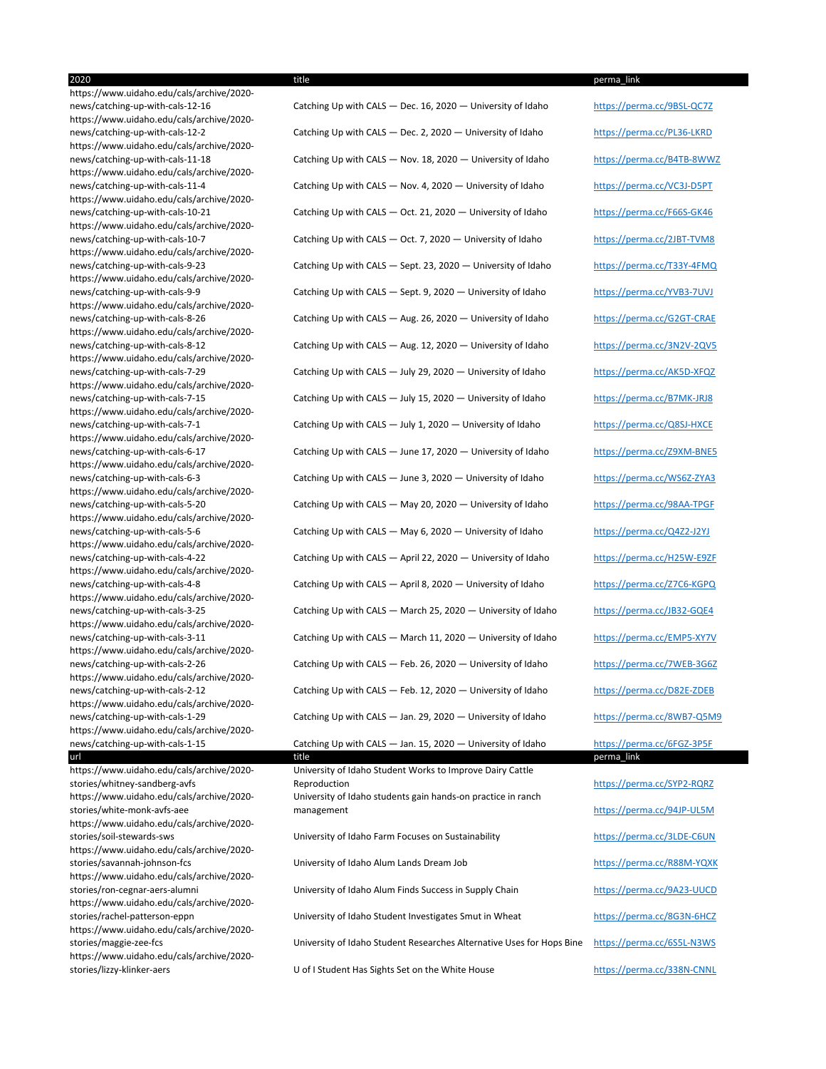| 2020 | title | perma_link |
|---|---|---|
| https://www.uidaho.edu/cals/archive/2020-news/catching-up-with-cals-12-16 | Catching Up with CALS — Dec. 16, 2020 — University of Idaho | https://perma.cc/9BSL-QC7Z |
| https://www.uidaho.edu/cals/archive/2020-news/catching-up-with-cals-12-2 | Catching Up with CALS — Dec. 2, 2020 — University of Idaho | https://perma.cc/PL36-LKRD |
| https://www.uidaho.edu/cals/archive/2020-news/catching-up-with-cals-11-18 | Catching Up with CALS — Nov. 18, 2020 — University of Idaho | https://perma.cc/B4TB-8WWZ |
| https://www.uidaho.edu/cals/archive/2020-news/catching-up-with-cals-11-4 | Catching Up with CALS — Nov. 4, 2020 — University of Idaho | https://perma.cc/VC3J-D5PT |
| https://www.uidaho.edu/cals/archive/2020-news/catching-up-with-cals-10-21 | Catching Up with CALS — Oct. 21, 2020 — University of Idaho | https://perma.cc/F66S-GK46 |
| https://www.uidaho.edu/cals/archive/2020-news/catching-up-with-cals-10-7 | Catching Up with CALS — Oct. 7, 2020 — University of Idaho | https://perma.cc/2JBT-TVM8 |
| https://www.uidaho.edu/cals/archive/2020-news/catching-up-with-cals-9-23 | Catching Up with CALS — Sept. 23, 2020 — University of Idaho | https://perma.cc/T33Y-4FMQ |
| https://www.uidaho.edu/cals/archive/2020-news/catching-up-with-cals-9-9 | Catching Up with CALS — Sept. 9, 2020 — University of Idaho | https://perma.cc/YVB3-7UVJ |
| https://www.uidaho.edu/cals/archive/2020-news/catching-up-with-cals-8-26 | Catching Up with CALS — Aug. 26, 2020 — University of Idaho | https://perma.cc/G2GT-CRAE |
| https://www.uidaho.edu/cals/archive/2020-news/catching-up-with-cals-8-12 | Catching Up with CALS — Aug. 12, 2020 — University of Idaho | https://perma.cc/3N2V-2QV5 |
| https://www.uidaho.edu/cals/archive/2020-news/catching-up-with-cals-7-29 | Catching Up with CALS — July 29, 2020 — University of Idaho | https://perma.cc/AK5D-XFQZ |
| https://www.uidaho.edu/cals/archive/2020-news/catching-up-with-cals-7-15 | Catching Up with CALS — July 15, 2020 — University of Idaho | https://perma.cc/B7MK-JRJ8 |
| https://www.uidaho.edu/cals/archive/2020-news/catching-up-with-cals-7-1 | Catching Up with CALS — July 1, 2020 — University of Idaho | https://perma.cc/Q8SJ-HXCE |
| https://www.uidaho.edu/cals/archive/2020-news/catching-up-with-cals-6-17 | Catching Up with CALS — June 17, 2020 — University of Idaho | https://perma.cc/Z9XM-BNE5 |
| https://www.uidaho.edu/cals/archive/2020-news/catching-up-with-cals-6-3 | Catching Up with CALS — June 3, 2020 — University of Idaho | https://perma.cc/WS6Z-ZYA3 |
| https://www.uidaho.edu/cals/archive/2020-news/catching-up-with-cals-5-20 | Catching Up with CALS — May 20, 2020 — University of Idaho | https://perma.cc/98AA-TPGF |
| https://www.uidaho.edu/cals/archive/2020-news/catching-up-with-cals-5-6 | Catching Up with CALS — May 6, 2020 — University of Idaho | https://perma.cc/Q4Z2-J2YJ |
| https://www.uidaho.edu/cals/archive/2020-news/catching-up-with-cals-4-22 | Catching Up with CALS — April 22, 2020 — University of Idaho | https://perma.cc/H25W-E9ZF |
| https://www.uidaho.edu/cals/archive/2020-news/catching-up-with-cals-4-8 | Catching Up with CALS — April 8, 2020 — University of Idaho | https://perma.cc/Z7C6-KGPQ |
| https://www.uidaho.edu/cals/archive/2020-news/catching-up-with-cals-3-25 | Catching Up with CALS — March 25, 2020 — University of Idaho | https://perma.cc/JB32-GQE4 |
| https://www.uidaho.edu/cals/archive/2020-news/catching-up-with-cals-3-11 | Catching Up with CALS — March 11, 2020 — University of Idaho | https://perma.cc/EMP5-XY7V |
| https://www.uidaho.edu/cals/archive/2020-news/catching-up-with-cals-2-26 | Catching Up with CALS — Feb. 26, 2020 — University of Idaho | https://perma.cc/7WEB-3G6Z |
| https://www.uidaho.edu/cals/archive/2020-news/catching-up-with-cals-2-12 | Catching Up with CALS — Feb. 12, 2020 — University of Idaho | https://perma.cc/D82E-ZDEB |
| https://www.uidaho.edu/cals/archive/2020-news/catching-up-with-cals-1-29 | Catching Up with CALS — Jan. 29, 2020 — University of Idaho | https://perma.cc/8WB7-Q5M9 |
| https://www.uidaho.edu/cals/archive/2020-news/catching-up-with-cals-1-15 | Catching Up with CALS — Jan. 15, 2020 — University of Idaho | https://perma.cc/6FGZ-3P5F |

| url | title | perma_link |
|---|---|---|
| https://www.uidaho.edu/cals/archive/2020-stories/whitney-sandberg-avfs | University of Idaho Student Works to Improve Dairy Cattle Reproduction | https://perma.cc/SYP2-RQRZ |
| https://www.uidaho.edu/cals/archive/2020-stories/white-monk-avfs-aee | University of Idaho students gain hands-on practice in ranch management | https://perma.cc/94JP-UL5M |
| https://www.uidaho.edu/cals/archive/2020-stories/soil-stewards-sws | University of Idaho Farm Focuses on Sustainability | https://perma.cc/3LDE-C6UN |
| https://www.uidaho.edu/cals/archive/2020-stories/savannah-johnson-fcs | University of Idaho Alum Lands Dream Job | https://perma.cc/R88M-YQXK |
| https://www.uidaho.edu/cals/archive/2020-stories/ron-cegnar-aers-alumni | University of Idaho Alum Finds Success in Supply Chain | https://perma.cc/9A23-UUCD |
| https://www.uidaho.edu/cals/archive/2020-stories/rachel-patterson-eppn | University of Idaho Student Investigates Smut in Wheat | https://perma.cc/8G3N-6HCZ |
| https://www.uidaho.edu/cals/archive/2020-stories/maggie-zee-fcs | University of Idaho Student Researches Alternative Uses for Hops Bine | https://perma.cc/6S5L-N3WS |
| https://www.uidaho.edu/cals/archive/2020-stories/lizzy-klinker-aers | U of I Student Has Sights Set on the White House | https://perma.cc/338N-CNNL |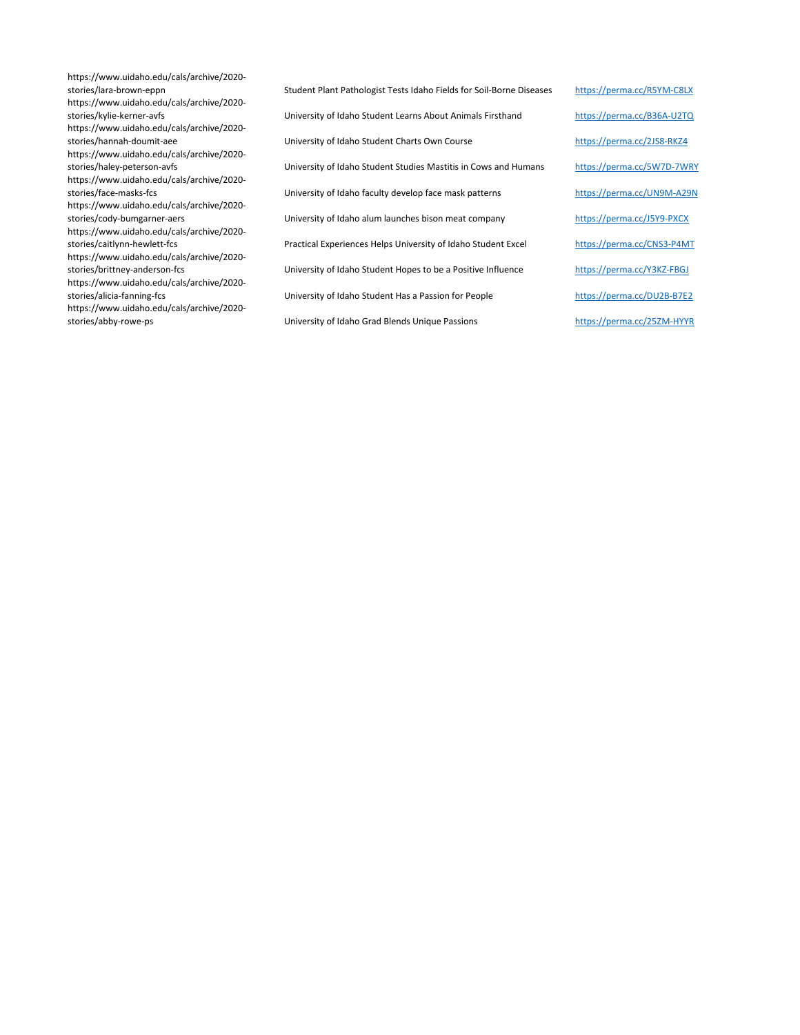| | | |
|---|---|---|
| https://www.uidaho.edu/cals/archive/2020-stories/lara-brown-eppn | Student Plant Pathologist Tests Idaho Fields for Soil-Borne Diseases | https://perma.cc/R5YM-C8LX |
| https://www.uidaho.edu/cals/archive/2020-stories/kylie-kerner-avfs | University of Idaho Student Learns About Animals Firsthand | https://perma.cc/B36A-U2TQ |
| https://www.uidaho.edu/cals/archive/2020-stories/hannah-doumit-aee | University of Idaho Student Charts Own Course | https://perma.cc/2JS8-RKZ4 |
| https://www.uidaho.edu/cals/archive/2020-stories/haley-peterson-avfs | University of Idaho Student Studies Mastitis in Cows and Humans | https://perma.cc/5W7D-7WRY |
| https://www.uidaho.edu/cals/archive/2020-stories/face-masks-fcs | University of Idaho faculty develop face mask patterns | https://perma.cc/UN9M-A29N |
| https://www.uidaho.edu/cals/archive/2020-stories/cody-bumgarner-aers | University of Idaho alum launches bison meat company | https://perma.cc/J5Y9-PXCX |
| https://www.uidaho.edu/cals/archive/2020-stories/caitlynn-hewlett-fcs | Practical Experiences Helps University of Idaho Student Excel | https://perma.cc/CNS3-P4MT |
| https://www.uidaho.edu/cals/archive/2020-stories/brittney-anderson-fcs | University of Idaho Student Hopes to be a Positive Influence | https://perma.cc/Y3KZ-FBGJ |
| https://www.uidaho.edu/cals/archive/2020-stories/alicia-fanning-fcs | University of Idaho Student Has a Passion for People | https://perma.cc/DU2B-B7E2 |
| https://www.uidaho.edu/cals/archive/2020-stories/abby-rowe-ps | University of Idaho Grad Blends Unique Passions | https://perma.cc/25ZM-HYYR |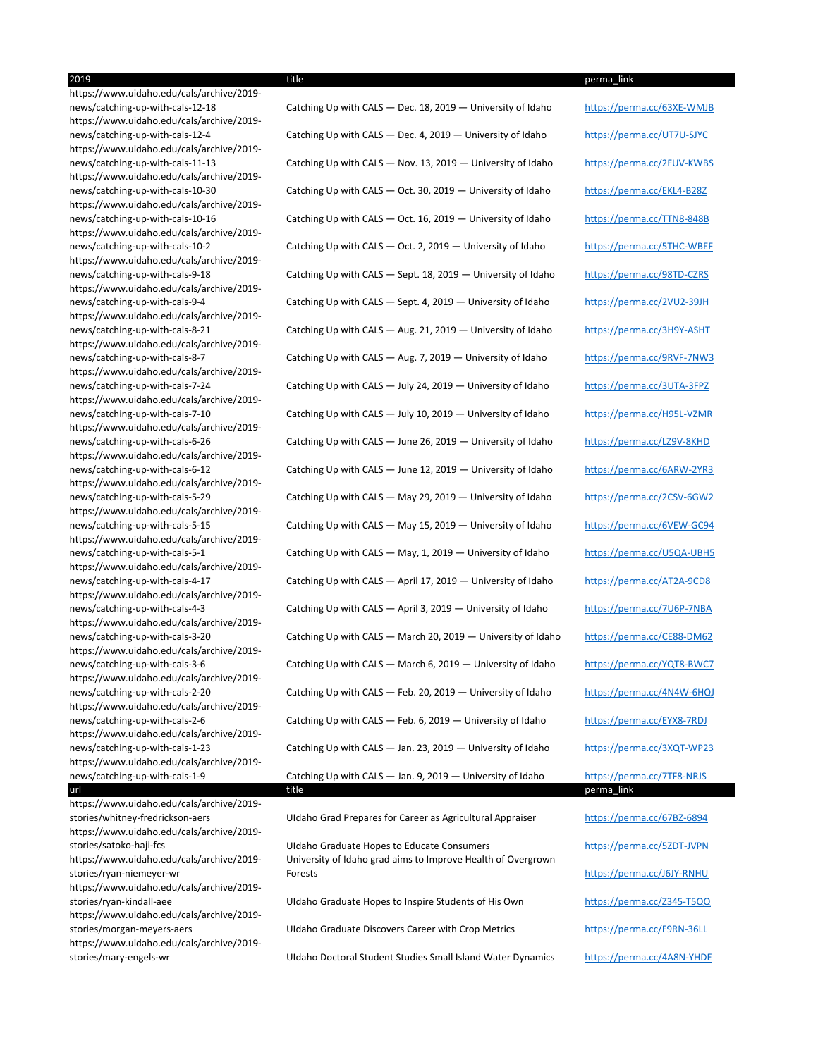| 2019 | title | perma_link |
|---|---|---|
| https://www.uidaho.edu/cals/archive/2019-news/catching-up-with-cals-12-18 | Catching Up with CALS — Dec. 18, 2019 — University of Idaho | https://perma.cc/63XE-WMJB |
| https://www.uidaho.edu/cals/archive/2019-news/catching-up-with-cals-12-4 | Catching Up with CALS — Dec. 4, 2019 — University of Idaho | https://perma.cc/UT7U-SJYC |
| https://www.uidaho.edu/cals/archive/2019-news/catching-up-with-cals-11-13 | Catching Up with CALS — Nov. 13, 2019 — University of Idaho | https://perma.cc/2FUV-KWBS |
| https://www.uidaho.edu/cals/archive/2019-news/catching-up-with-cals-10-30 | Catching Up with CALS — Oct. 30, 2019 — University of Idaho | https://perma.cc/EKL4-B28Z |
| https://www.uidaho.edu/cals/archive/2019-news/catching-up-with-cals-10-16 | Catching Up with CALS — Oct. 16, 2019 — University of Idaho | https://perma.cc/TTN8-848B |
| https://www.uidaho.edu/cals/archive/2019-news/catching-up-with-cals-10-2 | Catching Up with CALS — Oct. 2, 2019 — University of Idaho | https://perma.cc/5THC-WBEF |
| https://www.uidaho.edu/cals/archive/2019-news/catching-up-with-cals-9-18 | Catching Up with CALS — Sept. 18, 2019 — University of Idaho | https://perma.cc/98TD-CZRS |
| https://www.uidaho.edu/cals/archive/2019-news/catching-up-with-cals-9-4 | Catching Up with CALS — Sept. 4, 2019 — University of Idaho | https://perma.cc/2VU2-39JH |
| https://www.uidaho.edu/cals/archive/2019-news/catching-up-with-cals-8-21 | Catching Up with CALS — Aug. 21, 2019 — University of Idaho | https://perma.cc/3H9Y-ASHT |
| https://www.uidaho.edu/cals/archive/2019-news/catching-up-with-cals-8-7 | Catching Up with CALS — Aug. 7, 2019 — University of Idaho | https://perma.cc/9RVF-7NW3 |
| https://www.uidaho.edu/cals/archive/2019-news/catching-up-with-cals-7-24 | Catching Up with CALS — July 24, 2019 — University of Idaho | https://perma.cc/3UTA-3FPZ |
| https://www.uidaho.edu/cals/archive/2019-news/catching-up-with-cals-7-10 | Catching Up with CALS — July 10, 2019 — University of Idaho | https://perma.cc/H95L-VZMR |
| https://www.uidaho.edu/cals/archive/2019-news/catching-up-with-cals-6-26 | Catching Up with CALS — June 26, 2019 — University of Idaho | https://perma.cc/LZ9V-8KHD |
| https://www.uidaho.edu/cals/archive/2019-news/catching-up-with-cals-6-12 | Catching Up with CALS — June 12, 2019 — University of Idaho | https://perma.cc/6ARW-2YR3 |
| https://www.uidaho.edu/cals/archive/2019-news/catching-up-with-cals-5-29 | Catching Up with CALS — May 29, 2019 — University of Idaho | https://perma.cc/2CSV-6GW2 |
| https://www.uidaho.edu/cals/archive/2019-news/catching-up-with-cals-5-15 | Catching Up with CALS — May 15, 2019 — University of Idaho | https://perma.cc/6VEW-GC94 |
| https://www.uidaho.edu/cals/archive/2019-news/catching-up-with-cals-5-1 | Catching Up with CALS — May, 1, 2019 — University of Idaho | https://perma.cc/U5QA-UBH5 |
| https://www.uidaho.edu/cals/archive/2019-news/catching-up-with-cals-4-17 | Catching Up with CALS — April 17, 2019 — University of Idaho | https://perma.cc/AT2A-9CD8 |
| https://www.uidaho.edu/cals/archive/2019-news/catching-up-with-cals-4-3 | Catching Up with CALS — April 3, 2019 — University of Idaho | https://perma.cc/7U6P-7NBA |
| https://www.uidaho.edu/cals/archive/2019-news/catching-up-with-cals-3-20 | Catching Up with CALS — March 20, 2019 — University of Idaho | https://perma.cc/CE88-DM62 |
| https://www.uidaho.edu/cals/archive/2019-news/catching-up-with-cals-3-6 | Catching Up with CALS — March 6, 2019 — University of Idaho | https://perma.cc/YQT8-BWC7 |
| https://www.uidaho.edu/cals/archive/2019-news/catching-up-with-cals-2-20 | Catching Up with CALS — Feb. 20, 2019 — University of Idaho | https://perma.cc/4N4W-6HQJ |
| https://www.uidaho.edu/cals/archive/2019-news/catching-up-with-cals-2-6 | Catching Up with CALS — Feb. 6, 2019 — University of Idaho | https://perma.cc/EYX8-7RDJ |
| https://www.uidaho.edu/cals/archive/2019-news/catching-up-with-cals-1-23 | Catching Up with CALS — Jan. 23, 2019 — University of Idaho | https://perma.cc/3XQT-WP23 |
| https://www.uidaho.edu/cals/archive/2019-news/catching-up-with-cals-1-9 | Catching Up with CALS — Jan. 9, 2019 — University of Idaho | https://perma.cc/7TF8-NRJS |

| url | title | perma_link |
|---|---|---|
| https://www.uidaho.edu/cals/archive/2019-stories/whitney-fredrickson-aers | UIdaho Grad Prepares for Career as Agricultural Appraiser | https://perma.cc/67BZ-6894 |
| https://www.uidaho.edu/cals/archive/2019-stories/satoko-haji-fcs | UIdaho Graduate Hopes to Educate Consumers | https://perma.cc/5ZDT-JVPN |
| https://www.uidaho.edu/cals/archive/2019-stories/ryan-niemeyer-wr | University of Idaho grad aims to Improve Health of Overgrown Forests | https://perma.cc/J6JY-RNHU |
| https://www.uidaho.edu/cals/archive/2019-stories/ryan-kindall-aee | UIdaho Graduate Hopes to Inspire Students of His Own | https://perma.cc/Z345-T5QQ |
| https://www.uidaho.edu/cals/archive/2019-stories/morgan-meyers-aers | UIdaho Graduate Discovers Career with Crop Metrics | https://perma.cc/F9RN-36LL |
| https://www.uidaho.edu/cals/archive/2019-stories/mary-engels-wr | UIdaho Doctoral Student Studies Small Island Water Dynamics | https://perma.cc/4A8N-YHDE |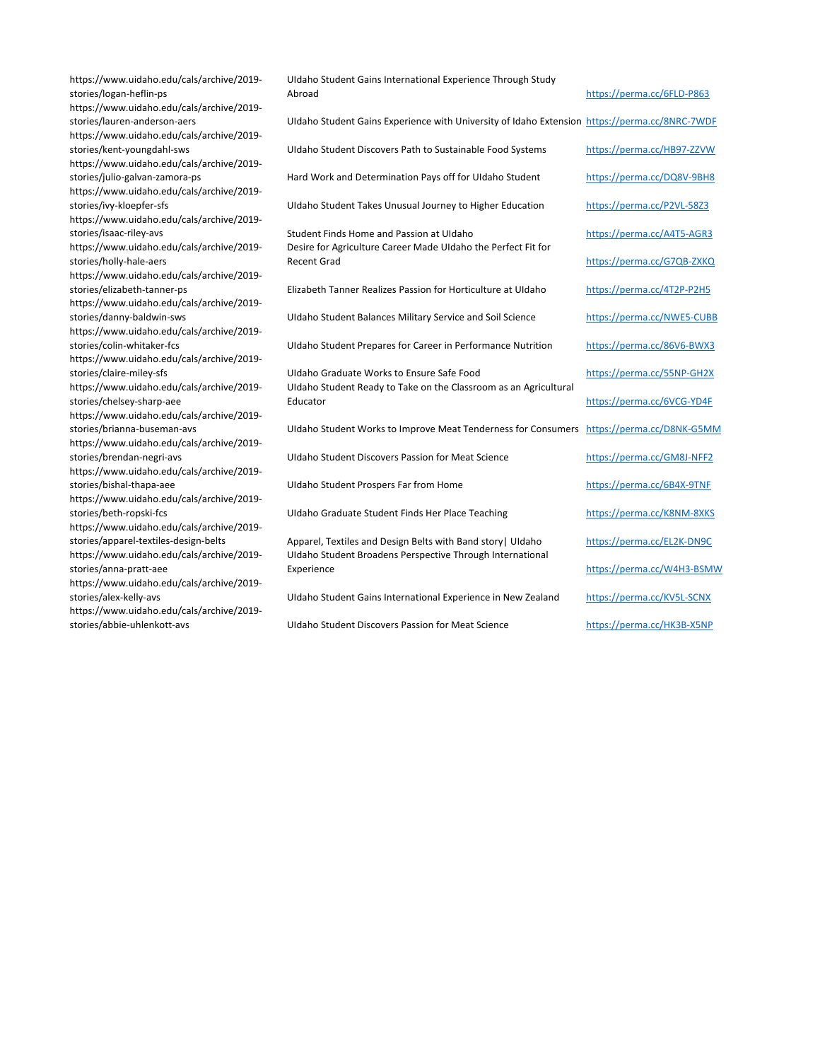| | | |
|---|---|---|
| https://www.uidaho.edu/cals/archive/2019-stories/logan-heflin-ps | UIdaho Student Gains International Experience Through Study Abroad | https://perma.cc/6FLD-P863 |
| https://www.uidaho.edu/cals/archive/2019-stories/lauren-anderson-aers | UIdaho Student Gains Experience with University of Idaho Extension | https://perma.cc/8NRC-7WDF |
| https://www.uidaho.edu/cals/archive/2019-stories/kent-youngdahl-sws | UIdaho Student Discovers Path to Sustainable Food Systems | https://perma.cc/HB97-ZZVW |
| https://www.uidaho.edu/cals/archive/2019-stories/julio-galvan-zamora-ps | Hard Work and Determination Pays off for UIdaho Student | https://perma.cc/DQ8V-9BH8 |
| https://www.uidaho.edu/cals/archive/2019-stories/ivy-kloepfer-sfs | UIdaho Student Takes Unusual Journey to Higher Education | https://perma.cc/P2VL-58Z3 |
| https://www.uidaho.edu/cals/archive/2019-stories/isaac-riley-avs | Student Finds Home and Passion at UIdaho | https://perma.cc/A4T5-AGR3 |
| https://www.uidaho.edu/cals/archive/2019-stories/holly-hale-aers | Desire for Agriculture Career Made UIdaho the Perfect Fit for Recent Grad | https://perma.cc/G7QB-ZXKQ |
| https://www.uidaho.edu/cals/archive/2019-stories/elizabeth-tanner-ps | Elizabeth Tanner Realizes Passion for Horticulture at UIdaho | https://perma.cc/4T2P-P2H5 |
| https://www.uidaho.edu/cals/archive/2019-stories/danny-baldwin-sws | UIdaho Student Balances Military Service and Soil Science | https://perma.cc/NWE5-CUBB |
| https://www.uidaho.edu/cals/archive/2019-stories/colin-whitaker-fcs | UIdaho Student Prepares for Career in Performance Nutrition | https://perma.cc/86V6-BWX3 |
| https://www.uidaho.edu/cals/archive/2019-stories/claire-miley-sfs | UIdaho Graduate Works to Ensure Safe Food | https://perma.cc/55NP-GH2X |
| https://www.uidaho.edu/cals/archive/2019-stories/chelsey-sharp-aee | UIdaho Student Ready to Take on the Classroom as an Agricultural Educator | https://perma.cc/6VCG-YD4F |
| https://www.uidaho.edu/cals/archive/2019-stories/brianna-buseman-avs | UIdaho Student Works to Improve Meat Tenderness for Consumers | https://perma.cc/D8NK-G5MM |
| https://www.uidaho.edu/cals/archive/2019-stories/brendan-negri-avs | UIdaho Student Discovers Passion for Meat Science | https://perma.cc/GM8J-NFF2 |
| https://www.uidaho.edu/cals/archive/2019-stories/bishal-thapa-aee | UIdaho Student Prospers Far from Home | https://perma.cc/6B4X-9TNF |
| https://www.uidaho.edu/cals/archive/2019-stories/beth-ropski-fcs | UIdaho Graduate Student Finds Her Place Teaching | https://perma.cc/K8NM-8XKS |
| https://www.uidaho.edu/cals/archive/2019-stories/apparel-textiles-design-belts | Apparel, Textiles and Design Belts with Band story\| UIdaho | https://perma.cc/EL2K-DN9C |
| https://www.uidaho.edu/cals/archive/2019-stories/anna-pratt-aee | UIdaho Student Broadens Perspective Through International Experience | https://perma.cc/W4H3-BSMW |
| https://www.uidaho.edu/cals/archive/2019-stories/alex-kelly-avs | UIdaho Student Gains International Experience in New Zealand | https://perma.cc/KV5L-SCNX |
| https://www.uidaho.edu/cals/archive/2019-stories/abbie-uhlenkott-avs | UIdaho Student Discovers Passion for Meat Science | https://perma.cc/HK3B-X5NP |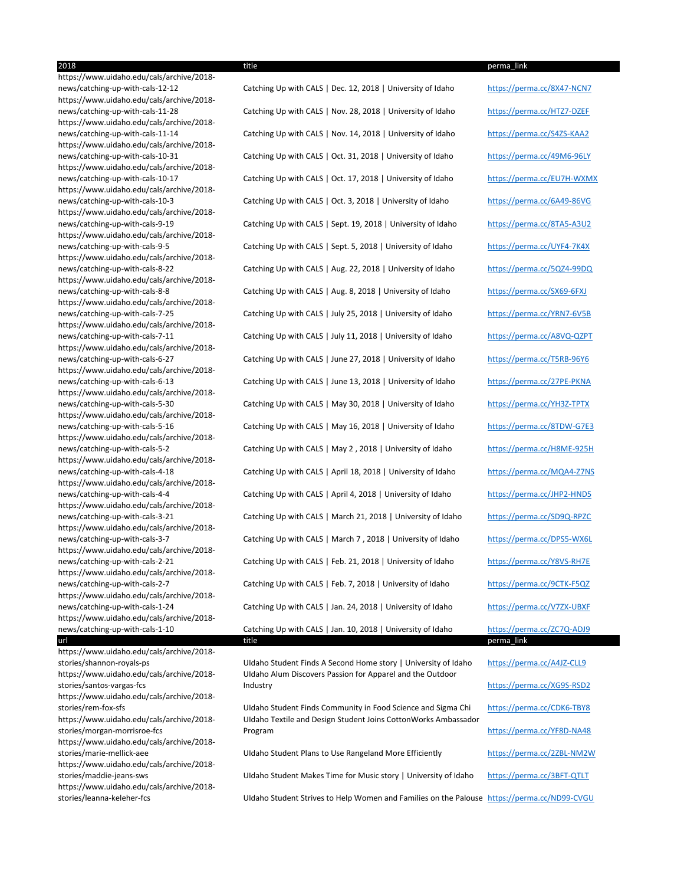| 2018 | title | perma_link |
| --- | --- | --- |
| https://www.uidaho.edu/cals/archive/2018-news/catching-up-with-cals-12-12 | Catching Up with CALS \| Dec. 12, 2018 \| University of Idaho | https://perma.cc/8X47-NCN7 |
| https://www.uidaho.edu/cals/archive/2018-news/catching-up-with-cals-11-28 | Catching Up with CALS \| Nov. 28, 2018 \| University of Idaho | https://perma.cc/HTZ7-DZEF |
| https://www.uidaho.edu/cals/archive/2018-news/catching-up-with-cals-11-14 | Catching Up with CALS \| Nov. 14, 2018 \| University of Idaho | https://perma.cc/S4ZS-KAA2 |
| https://www.uidaho.edu/cals/archive/2018-news/catching-up-with-cals-10-31 | Catching Up with CALS \| Oct. 31, 2018 \| University of Idaho | https://perma.cc/49M6-96LY |
| https://www.uidaho.edu/cals/archive/2018-news/catching-up-with-cals-10-17 | Catching Up with CALS \| Oct. 17, 2018 \| University of Idaho | https://perma.cc/EU7H-WXMX |
| https://www.uidaho.edu/cals/archive/2018-news/catching-up-with-cals-10-3 | Catching Up with CALS \| Oct. 3, 2018 \| University of Idaho | https://perma.cc/6A49-86VG |
| https://www.uidaho.edu/cals/archive/2018-news/catching-up-with-cals-9-19 | Catching Up with CALS \| Sept. 19, 2018 \| University of Idaho | https://perma.cc/8TA5-A3U2 |
| https://www.uidaho.edu/cals/archive/2018-news/catching-up-with-cals-9-5 | Catching Up with CALS \| Sept. 5, 2018 \| University of Idaho | https://perma.cc/UYF4-7K4X |
| https://www.uidaho.edu/cals/archive/2018-news/catching-up-with-cals-8-22 | Catching Up with CALS \| Aug. 22, 2018 \| University of Idaho | https://perma.cc/5QZ4-99DQ |
| https://www.uidaho.edu/cals/archive/2018-news/catching-up-with-cals-8-8 | Catching Up with CALS \| Aug. 8, 2018 \| University of Idaho | https://perma.cc/SX69-6FXJ |
| https://www.uidaho.edu/cals/archive/2018-news/catching-up-with-cals-7-25 | Catching Up with CALS \| July 25, 2018 \| University of Idaho | https://perma.cc/YRN7-6V5B |
| https://www.uidaho.edu/cals/archive/2018-news/catching-up-with-cals-7-11 | Catching Up with CALS \| July 11, 2018 \| University of Idaho | https://perma.cc/A8VQ-QZPT |
| https://www.uidaho.edu/cals/archive/2018-news/catching-up-with-cals-6-27 | Catching Up with CALS \| June 27, 2018 \| University of Idaho | https://perma.cc/T5RB-96Y6 |
| https://www.uidaho.edu/cals/archive/2018-news/catching-up-with-cals-6-13 | Catching Up with CALS \| June 13, 2018 \| University of Idaho | https://perma.cc/27PE-PKNA |
| https://www.uidaho.edu/cals/archive/2018-news/catching-up-with-cals-5-30 | Catching Up with CALS \| May 30, 2018 \| University of Idaho | https://perma.cc/YH3Z-TPTX |
| https://www.uidaho.edu/cals/archive/2018-news/catching-up-with-cals-5-16 | Catching Up with CALS \| May 16, 2018 \| University of Idaho | https://perma.cc/8TDW-G7E3 |
| https://www.uidaho.edu/cals/archive/2018-news/catching-up-with-cals-5-2 | Catching Up with CALS \| May 2 , 2018 \| University of Idaho | https://perma.cc/H8ME-925H |
| https://www.uidaho.edu/cals/archive/2018-news/catching-up-with-cals-4-18 | Catching Up with CALS \| April 18, 2018 \| University of Idaho | https://perma.cc/MQA4-Z7NS |
| https://www.uidaho.edu/cals/archive/2018-news/catching-up-with-cals-4-4 | Catching Up with CALS \| April 4, 2018 \| University of Idaho | https://perma.cc/JHP2-HND5 |
| https://www.uidaho.edu/cals/archive/2018-news/catching-up-with-cals-3-21 | Catching Up with CALS \| March 21, 2018 \| University of Idaho | https://perma.cc/SD9Q-RPZC |
| https://www.uidaho.edu/cals/archive/2018-news/catching-up-with-cals-3-7 | Catching Up with CALS \| March 7 , 2018 \| University of Idaho | https://perma.cc/DPS5-WX6L |
| https://www.uidaho.edu/cals/archive/2018-news/catching-up-with-cals-2-21 | Catching Up with CALS \| Feb. 21, 2018 \| University of Idaho | https://perma.cc/Y8VS-RH7E |
| https://www.uidaho.edu/cals/archive/2018-news/catching-up-with-cals-2-7 | Catching Up with CALS \| Feb. 7, 2018 \| University of Idaho | https://perma.cc/9CTK-F5QZ |
| https://www.uidaho.edu/cals/archive/2018-news/catching-up-with-cals-1-24 | Catching Up with CALS \| Jan. 24, 2018 \| University of Idaho | https://perma.cc/V7ZX-UBXF |
| https://www.uidaho.edu/cals/archive/2018-news/catching-up-with-cals-1-10 | Catching Up with CALS \| Jan. 10, 2018 \| University of Idaho | https://perma.cc/ZC7Q-ADJ9 |

| url | title | perma_link |
| --- | --- | --- |
| https://www.uidaho.edu/cals/archive/2018-stories/shannon-royals-ps | UIdaho Student Finds A Second Home story \| University of Idaho | https://perma.cc/A4JZ-CLL9 |
| https://www.uidaho.edu/cals/archive/2018-stories/santos-vargas-fcs | UIdaho Alum Discovers Passion for Apparel and the Outdoor Industry | https://perma.cc/XG9S-RSD2 |
| https://www.uidaho.edu/cals/archive/2018-stories/rem-fox-sfs | UIdaho Student Finds Community in Food Science and Sigma Chi | https://perma.cc/CDK6-TBY8 |
| https://www.uidaho.edu/cals/archive/2018-stories/morgan-morrisroe-fcs | UIdaho Textile and Design Student Joins CottonWorks Ambassador Program | https://perma.cc/YF8D-NA48 |
| https://www.uidaho.edu/cals/archive/2018-stories/marie-mellick-aee | UIdaho Student Plans to Use Rangeland More Efficiently | https://perma.cc/2ZBL-NM2W |
| https://www.uidaho.edu/cals/archive/2018-stories/maddie-jeans-sws | UIdaho Student Makes Time for Music story \| University of Idaho | https://perma.cc/3BFT-QTLT |
| https://www.uidaho.edu/cals/archive/2018-stories/leanna-keleher-fcs | UIdaho Student Strives to Help Women and Families on the Palouse | https://perma.cc/ND99-CVGU |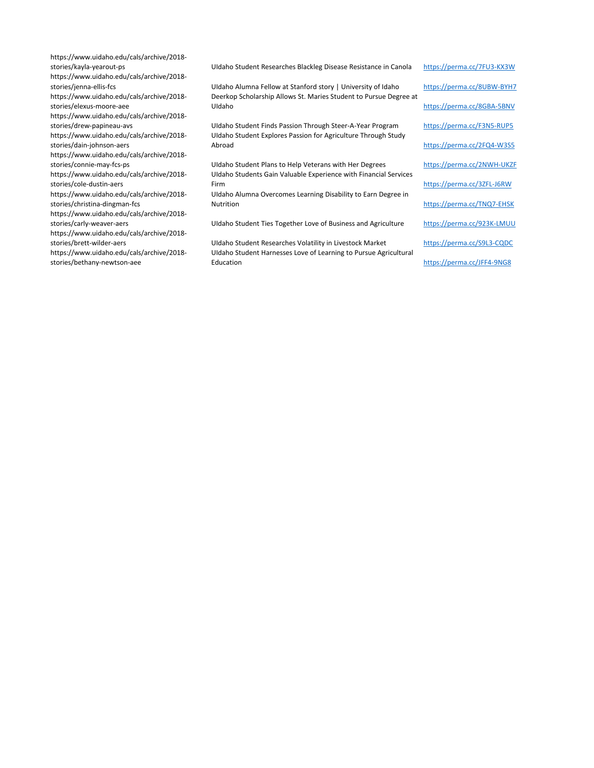| | | |
|---|---|---|
| https://www.uidaho.edu/cals/archive/2018-stories/kayla-yearout-ps | UIdaho Student Researches Blackleg Disease Resistance in Canola | https://perma.cc/7FU3-KX3W |
| https://www.uidaho.edu/cals/archive/2018-stories/jenna-ellis-fcs | UIdaho Alumna Fellow at Stanford story \| University of Idaho | https://perma.cc/8UBW-BYH7 |
| https://www.uidaho.edu/cals/archive/2018-stories/elexus-moore-aee | Deerkop Scholarship Allows St. Maries Student to Pursue Degree at UIdaho | https://perma.cc/8GBA-5BNV |
| https://www.uidaho.edu/cals/archive/2018-stories/drew-papineau-avs | UIdaho Student Finds Passion Through Steer-A-Year Program | https://perma.cc/F3N5-RUP5 |
| https://www.uidaho.edu/cals/archive/2018-stories/dain-johnson-aers | UIdaho Student Explores Passion for Agriculture Through Study Abroad | https://perma.cc/2FQ4-W3S5 |
| https://www.uidaho.edu/cals/archive/2018-stories/connie-may-fcs-ps | UIdaho Student Plans to Help Veterans with Her Degrees | https://perma.cc/2NWH-UKZF |
| https://www.uidaho.edu/cals/archive/2018-stories/cole-dustin-aers | UIdaho Students Gain Valuable Experience with Financial Services Firm | https://perma.cc/3ZFL-J6RW |
| https://www.uidaho.edu/cals/archive/2018-stories/christina-dingman-fcs | UIdaho Alumna Overcomes Learning Disability to Earn Degree in Nutrition | https://perma.cc/TNQ7-EHSK |
| https://www.uidaho.edu/cals/archive/2018-stories/carly-weaver-aers | UIdaho Student Ties Together Love of Business and Agriculture | https://perma.cc/923K-LMUU |
| https://www.uidaho.edu/cals/archive/2018-stories/brett-wilder-aers | UIdaho Student Researches Volatility in Livestock Market | https://perma.cc/S9L3-CQDC |
| https://www.uidaho.edu/cals/archive/2018-stories/bethany-newtson-aee | UIdaho Student Harnesses Love of Learning to Pursue Agricultural Education | https://perma.cc/JFF4-9NG8 |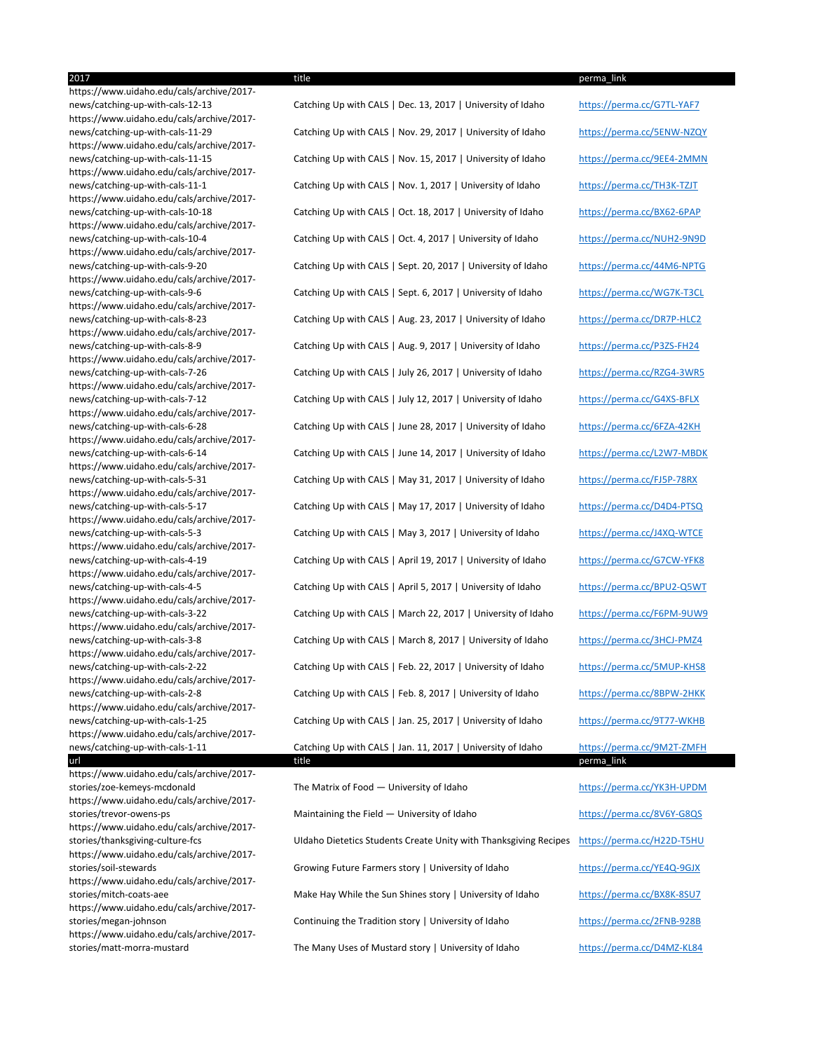| 2017 | title | perma_link |
| --- | --- | --- |
| https://www.uidaho.edu/cals/archive/2017-news/catching-up-with-cals-12-13 | Catching Up with CALS \| Dec. 13, 2017 \| University of Idaho | https://perma.cc/G7TL-YAF7 |
| https://www.uidaho.edu/cals/archive/2017-news/catching-up-with-cals-11-29 | Catching Up with CALS \| Nov. 29, 2017 \| University of Idaho | https://perma.cc/5ENW-NZQY |
| https://www.uidaho.edu/cals/archive/2017-news/catching-up-with-cals-11-15 | Catching Up with CALS \| Nov. 15, 2017 \| University of Idaho | https://perma.cc/9EE4-2MMN |
| https://www.uidaho.edu/cals/archive/2017-news/catching-up-with-cals-11-1 | Catching Up with CALS \| Nov. 1, 2017 \| University of Idaho | https://perma.cc/TH3K-TZJT |
| https://www.uidaho.edu/cals/archive/2017-news/catching-up-with-cals-10-18 | Catching Up with CALS \| Oct. 18, 2017 \| University of Idaho | https://perma.cc/BX62-6PAP |
| https://www.uidaho.edu/cals/archive/2017-news/catching-up-with-cals-10-4 | Catching Up with CALS \| Oct. 4, 2017 \| University of Idaho | https://perma.cc/NUH2-9N9D |
| https://www.uidaho.edu/cals/archive/2017-news/catching-up-with-cals-9-20 | Catching Up with CALS \| Sept. 20, 2017 \| University of Idaho | https://perma.cc/44M6-NPTG |
| https://www.uidaho.edu/cals/archive/2017-news/catching-up-with-cals-9-6 | Catching Up with CALS \| Sept. 6, 2017 \| University of Idaho | https://perma.cc/WG7K-T3CL |
| https://www.uidaho.edu/cals/archive/2017-news/catching-up-with-cals-8-23 | Catching Up with CALS \| Aug. 23, 2017 \| University of Idaho | https://perma.cc/DR7P-HLC2 |
| https://www.uidaho.edu/cals/archive/2017-news/catching-up-with-cals-8-9 | Catching Up with CALS \| Aug. 9, 2017 \| University of Idaho | https://perma.cc/P3ZS-FH24 |
| https://www.uidaho.edu/cals/archive/2017-news/catching-up-with-cals-7-26 | Catching Up with CALS \| July 26, 2017 \| University of Idaho | https://perma.cc/RZG4-3WR5 |
| https://www.uidaho.edu/cals/archive/2017-news/catching-up-with-cals-7-12 | Catching Up with CALS \| July 12, 2017 \| University of Idaho | https://perma.cc/G4XS-BFLX |
| https://www.uidaho.edu/cals/archive/2017-news/catching-up-with-cals-6-28 | Catching Up with CALS \| June 28, 2017 \| University of Idaho | https://perma.cc/6FZA-42KH |
| https://www.uidaho.edu/cals/archive/2017-news/catching-up-with-cals-6-14 | Catching Up with CALS \| June 14, 2017 \| University of Idaho | https://perma.cc/L2W7-MBDK |
| https://www.uidaho.edu/cals/archive/2017-news/catching-up-with-cals-5-31 | Catching Up with CALS \| May 31, 2017 \| University of Idaho | https://perma.cc/FJ5P-78RX |
| https://www.uidaho.edu/cals/archive/2017-news/catching-up-with-cals-5-17 | Catching Up with CALS \| May 17, 2017 \| University of Idaho | https://perma.cc/D4D4-PTSQ |
| https://www.uidaho.edu/cals/archive/2017-news/catching-up-with-cals-5-3 | Catching Up with CALS \| May 3, 2017 \| University of Idaho | https://perma.cc/J4XQ-WTCE |
| https://www.uidaho.edu/cals/archive/2017-news/catching-up-with-cals-4-19 | Catching Up with CALS \| April 19, 2017 \| University of Idaho | https://perma.cc/G7CW-YFK8 |
| https://www.uidaho.edu/cals/archive/2017-news/catching-up-with-cals-4-5 | Catching Up with CALS \| April 5, 2017 \| University of Idaho | https://perma.cc/BPU2-Q5WT |
| https://www.uidaho.edu/cals/archive/2017-news/catching-up-with-cals-3-22 | Catching Up with CALS \| March 22, 2017 \| University of Idaho | https://perma.cc/F6PM-9UW9 |
| https://www.uidaho.edu/cals/archive/2017-news/catching-up-with-cals-3-8 | Catching Up with CALS \| March 8, 2017 \| University of Idaho | https://perma.cc/3HCJ-PMZ4 |
| https://www.uidaho.edu/cals/archive/2017-news/catching-up-with-cals-2-22 | Catching Up with CALS \| Feb. 22, 2017 \| University of Idaho | https://perma.cc/5MUP-KHS8 |
| https://www.uidaho.edu/cals/archive/2017-news/catching-up-with-cals-2-8 | Catching Up with CALS \| Feb. 8, 2017 \| University of Idaho | https://perma.cc/8BPW-2HKK |
| https://www.uidaho.edu/cals/archive/2017-news/catching-up-with-cals-1-25 | Catching Up with CALS \| Jan. 25, 2017 \| University of Idaho | https://perma.cc/9T77-WKHB |
| https://www.uidaho.edu/cals/archive/2017-news/catching-up-with-cals-1-11 | Catching Up with CALS \| Jan. 11, 2017 \| University of Idaho | https://perma.cc/9M2T-ZMFH |

| url | title | perma_link |
| --- | --- | --- |
| https://www.uidaho.edu/cals/archive/2017-stories/zoe-kemeys-mcdonald | The Matrix of Food — University of Idaho | https://perma.cc/YK3H-UPDM |
| https://www.uidaho.edu/cals/archive/2017-stories/trevor-owens-ps | Maintaining the Field — University of Idaho | https://perma.cc/8V6Y-G8QS |
| https://www.uidaho.edu/cals/archive/2017-stories/thanksgiving-culture-fcs | UIdaho Dietetics Students Create Unity with Thanksgiving Recipes | https://perma.cc/H22D-T5HU |
| https://www.uidaho.edu/cals/archive/2017-stories/soil-stewards | Growing Future Farmers story \| University of Idaho | https://perma.cc/YE4Q-9GJX |
| https://www.uidaho.edu/cals/archive/2017-stories/mitch-coats-aee | Make Hay While the Sun Shines story \| University of Idaho | https://perma.cc/BX8K-8SU7 |
| https://www.uidaho.edu/cals/archive/2017-stories/megan-johnson | Continuing the Tradition story \| University of Idaho | https://perma.cc/2FNB-928B |
| https://www.uidaho.edu/cals/archive/2017-stories/matt-morra-mustard | The Many Uses of Mustard story \| University of Idaho | https://perma.cc/D4MZ-KL84 |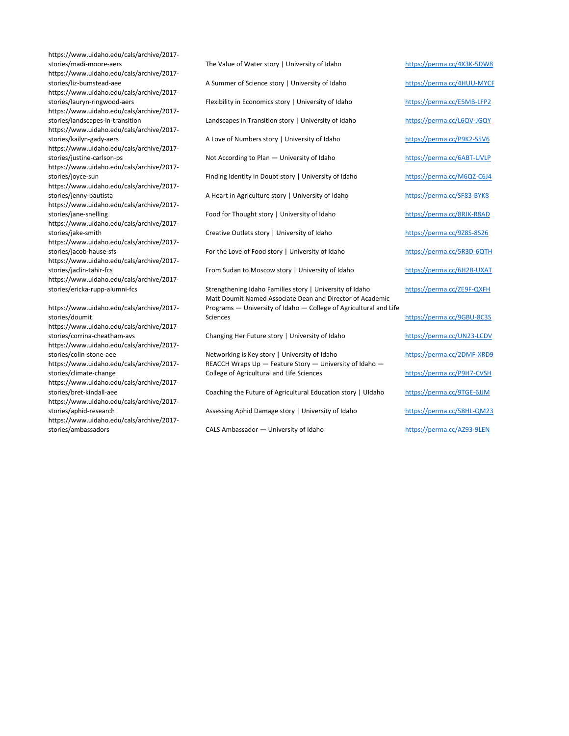| | | |
|---|---|---|
| https://www.uidaho.edu/cals/archive/2017-stories/madi-moore-aers | The Value of Water story \| University of Idaho | https://perma.cc/4X3K-5DW8 |
| https://www.uidaho.edu/cals/archive/2017-stories/liz-bumstead-aee | A Summer of Science story \| University of Idaho | https://perma.cc/4HUU-MYCF |
| https://www.uidaho.edu/cals/archive/2017-stories/lauryn-ringwood-aers | Flexibility in Economics story \| University of Idaho | https://perma.cc/E5MB-LFP2 |
| https://www.uidaho.edu/cals/archive/2017-stories/landscapes-in-transition | Landscapes in Transition story \| University of Idaho | https://perma.cc/L6QV-JGQY |
| https://www.uidaho.edu/cals/archive/2017-stories/kailyn-gady-aers | A Love of Numbers story \| University of Idaho | https://perma.cc/P9K2-S5V6 |
| https://www.uidaho.edu/cals/archive/2017-stories/justine-carlson-ps | Not According to Plan — University of Idaho | https://perma.cc/6ABT-UVLP |
| https://www.uidaho.edu/cals/archive/2017-stories/joyce-sun | Finding Identity in Doubt story \| University of Idaho | https://perma.cc/M6QZ-C6J4 |
| https://www.uidaho.edu/cals/archive/2017-stories/jenny-bautista | A Heart in Agriculture story \| University of Idaho | https://perma.cc/SF83-BYK8 |
| https://www.uidaho.edu/cals/archive/2017-stories/jane-snelling | Food for Thought story \| University of Idaho | https://perma.cc/8RJK-R8AD |
| https://www.uidaho.edu/cals/archive/2017-stories/jake-smith | Creative Outlets story \| University of Idaho | https://perma.cc/9Z8S-8S26 |
| https://www.uidaho.edu/cals/archive/2017-stories/jacob-hause-sfs | For the Love of Food story \| University of Idaho | https://perma.cc/5R3D-6QTH |
| https://www.uidaho.edu/cals/archive/2017-stories/jaclin-tahir-fcs | From Sudan to Moscow story \| University of Idaho | https://perma.cc/6H2B-UXAT |
| https://www.uidaho.edu/cals/archive/2017-stories/ericka-rupp-alumni-fcs | Strengthening Idaho Families story \| University of Idaho | https://perma.cc/ZE9F-QXFH |
| https://www.uidaho.edu/cals/archive/2017-stories/doumit | Matt Doumit Named Associate Dean and Director of Academic Programs — University of Idaho — College of Agricultural and Life Sciences | https://perma.cc/9GBU-8C3S |
| https://www.uidaho.edu/cals/archive/2017-stories/corrina-cheatham-avs | Changing Her Future story \| University of Idaho | https://perma.cc/UN23-LCDV |
| https://www.uidaho.edu/cals/archive/2017-stories/colin-stone-aee | Networking is Key story \| University of Idaho | https://perma.cc/2DMF-XRD9 |
| https://www.uidaho.edu/cals/archive/2017-stories/climate-change | REACCH Wraps Up — Feature Story — University of Idaho — College of Agricultural and Life Sciences | https://perma.cc/P9H7-CVSH |
| https://www.uidaho.edu/cals/archive/2017-stories/bret-kindall-aee | Coaching the Future of Agricultural Education story \| UIdaho | https://perma.cc/9TGE-6JJM |
| https://www.uidaho.edu/cals/archive/2017-stories/aphid-research | Assessing Aphid Damage story \| University of Idaho | https://perma.cc/58HL-QM23 |
| https://www.uidaho.edu/cals/archive/2017-stories/ambassadors | CALS Ambassador — University of Idaho | https://perma.cc/AZ93-9LEN |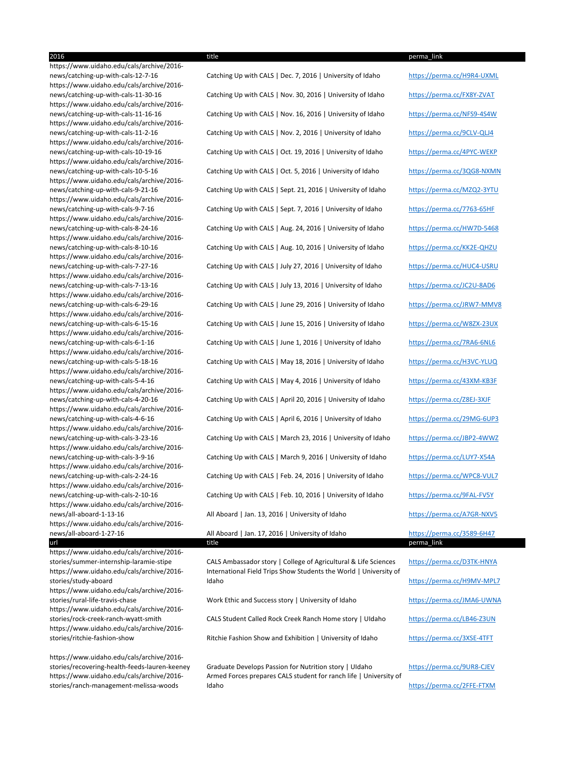| 2016 | title | perma_link |
|---|---|---|
| https://www.uidaho.edu/cals/archive/2016-news/catching-up-with-cals-12-7-16 | Catching Up with CALS \| Dec. 7, 2016 \| University of Idaho | https://perma.cc/H9R4-UXML |
| https://www.uidaho.edu/cals/archive/2016-news/catching-up-with-cals-11-30-16 | Catching Up with CALS \| Nov. 30, 2016 \| University of Idaho | https://perma.cc/FX8Y-ZVAT |
| https://www.uidaho.edu/cals/archive/2016-news/catching-up-with-cals-11-16-16 | Catching Up with CALS \| Nov. 16, 2016 \| University of Idaho | https://perma.cc/NFS9-4S4W |
| https://www.uidaho.edu/cals/archive/2016-news/catching-up-with-cals-11-2-16 | Catching Up with CALS \| Nov. 2, 2016 \| University of Idaho | https://perma.cc/9CLV-QLJ4 |
| https://www.uidaho.edu/cals/archive/2016-news/catching-up-with-cals-10-19-16 | Catching Up with CALS \| Oct. 19, 2016 \| University of Idaho | https://perma.cc/4PYC-WEKP |
| https://www.uidaho.edu/cals/archive/2016-news/catching-up-with-cals-10-5-16 | Catching Up with CALS \| Oct. 5, 2016 \| University of Idaho | https://perma.cc/3QG8-NXMN |
| https://www.uidaho.edu/cals/archive/2016-news/catching-up-with-cals-9-21-16 | Catching Up with CALS \| Sept. 21, 2016 \| University of Idaho | https://perma.cc/MZQ2-3YTU |
| https://www.uidaho.edu/cals/archive/2016-news/catching-up-with-cals-9-7-16 | Catching Up with CALS \| Sept. 7, 2016 \| University of Idaho | https://perma.cc/7763-65HF |
| https://www.uidaho.edu/cals/archive/2016-news/catching-up-with-cals-8-24-16 | Catching Up with CALS \| Aug. 24, 2016 \| University of Idaho | https://perma.cc/HW7D-5468 |
| https://www.uidaho.edu/cals/archive/2016-news/catching-up-with-cals-8-10-16 | Catching Up with CALS \| Aug. 10, 2016 \| University of Idaho | https://perma.cc/KK2E-QHZU |
| https://www.uidaho.edu/cals/archive/2016-news/catching-up-with-cals-7-27-16 | Catching Up with CALS \| July 27, 2016 \| University of Idaho | https://perma.cc/HUC4-USRU |
| https://www.uidaho.edu/cals/archive/2016-news/catching-up-with-cals-7-13-16 | Catching Up with CALS \| July 13, 2016 \| University of Idaho | https://perma.cc/JC2U-8AD6 |
| https://www.uidaho.edu/cals/archive/2016-news/catching-up-with-cals-6-29-16 | Catching Up with CALS \| June 29, 2016 \| University of Idaho | https://perma.cc/JRW7-MMV8 |
| https://www.uidaho.edu/cals/archive/2016-news/catching-up-with-cals-6-15-16 | Catching Up with CALS \| June 15, 2016 \| University of Idaho | https://perma.cc/W8ZX-23UX |
| https://www.uidaho.edu/cals/archive/2016-news/catching-up-with-cals-6-1-16 | Catching Up with CALS \| June 1, 2016 \| University of Idaho | https://perma.cc/7RA6-6NL6 |
| https://www.uidaho.edu/cals/archive/2016-news/catching-up-with-cals-5-18-16 | Catching Up with CALS \| May 18, 2016 \| University of Idaho | https://perma.cc/H3VC-YLUQ |
| https://www.uidaho.edu/cals/archive/2016-news/catching-up-with-cals-5-4-16 | Catching Up with CALS \| May 4, 2016 \| University of Idaho | https://perma.cc/43XM-KB3F |
| https://www.uidaho.edu/cals/archive/2016-news/catching-up-with-cals-4-20-16 | Catching Up with CALS \| April 20, 2016 \| University of Idaho | https://perma.cc/Z8EJ-3XJF |
| https://www.uidaho.edu/cals/archive/2016-news/catching-up-with-cals-4-6-16 | Catching Up with CALS \| April 6, 2016 \| University of Idaho | https://perma.cc/29MG-6UP3 |
| https://www.uidaho.edu/cals/archive/2016-news/catching-up-with-cals-3-23-16 | Catching Up with CALS \| March 23, 2016 \| University of Idaho | https://perma.cc/JBP2-4WWZ |
| https://www.uidaho.edu/cals/archive/2016-news/catching-up-with-cals-3-9-16 | Catching Up with CALS \| March 9, 2016 \| University of Idaho | https://perma.cc/LUY7-X54A |
| https://www.uidaho.edu/cals/archive/2016-news/catching-up-with-cals-2-24-16 | Catching Up with CALS \| Feb. 24, 2016 \| University of Idaho | https://perma.cc/WPC8-VUL7 |
| https://www.uidaho.edu/cals/archive/2016-news/catching-up-with-cals-2-10-16 | Catching Up with CALS \| Feb. 10, 2016 \| University of Idaho | https://perma.cc/9FAL-FV5Y |
| https://www.uidaho.edu/cals/archive/2016-news/all-aboard-1-13-16 | All Aboard \| Jan. 13, 2016 \| University of Idaho | https://perma.cc/A7GR-NXV5 |
| https://www.uidaho.edu/cals/archive/2016-news/all-aboard-1-27-16 | All Aboard \| Jan. 17, 2016 \| University of Idaho | https://perma.cc/3589-6H47 |

| url | title | perma_link |
|---|---|---|
| https://www.uidaho.edu/cals/archive/2016-stories/summer-internship-laramie-stipe | CALS Ambassador story \| College of Agricultural & Life Sciences | https://perma.cc/D3TK-HNYA |
| https://www.uidaho.edu/cals/archive/2016-stories/study-aboard | International Field Trips Show Students the World \| University of Idaho | https://perma.cc/H9MV-MPL7 |
| https://www.uidaho.edu/cals/archive/2016-stories/rural-life-travis-chase | Work Ethic and Success story \| University of Idaho | https://perma.cc/JMA6-UWNA |
| https://www.uidaho.edu/cals/archive/2016-stories/rock-creek-ranch-wyatt-smith | CALS Student Called Rock Creek Ranch Home story \| UIdaho | https://perma.cc/LB46-Z3UN |
| https://www.uidaho.edu/cals/archive/2016-stories/ritchie-fashion-show | Ritchie Fashion Show and Exhibition \| University of Idaho | https://perma.cc/3XSE-4TFT |
| https://www.uidaho.edu/cals/archive/2016-stories/recovering-health-feeds-lauren-keeney | Graduate Develops Passion for Nutrition story \| UIdaho | https://perma.cc/9UR8-CJEV |
| https://www.uidaho.edu/cals/archive/2016-stories/ranch-management-melissa-woods | Armed Forces prepares CALS student for ranch life \| University of Idaho | https://perma.cc/2FFE-FTXM |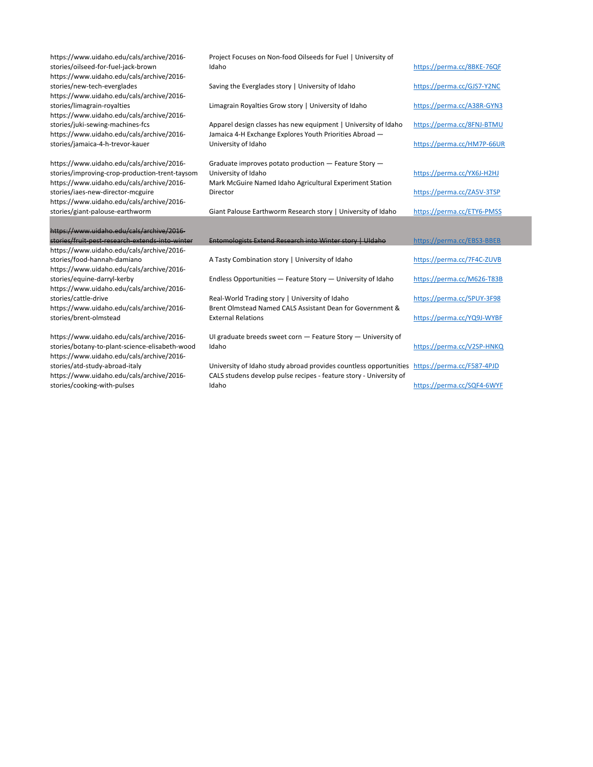| | | |
|---|---|---|
| https://www.uidaho.edu/cals/archive/2016-stories/oilseed-for-fuel-jack-brown | Project Focuses on Non-food Oilseeds for Fuel \| University of Idaho | https://perma.cc/8BKE-76QF |
| https://www.uidaho.edu/cals/archive/2016-stories/new-tech-everglades | Saving the Everglades story \| University of Idaho | https://perma.cc/GJS7-Y2NC |
| https://www.uidaho.edu/cals/archive/2016-stories/limagrain-royalties | Limagrain Royalties Grow story \| University of Idaho | https://perma.cc/A38R-GYN3 |
| https://www.uidaho.edu/cals/archive/2016-stories/juki-sewing-machines-fcs | Apparel design classes has new equipment \| University of Idaho | https://perma.cc/8FNJ-BTMU |
| https://www.uidaho.edu/cals/archive/2016-stories/jamaica-4-h-trevor-kauer | Jamaica 4-H Exchange Explores Youth Priorities Abroad — University of Idaho | https://perma.cc/HM7P-66UR |
| https://www.uidaho.edu/cals/archive/2016-stories/improving-crop-production-trent-taysom | Graduate improves potato production — Feature Story — University of Idaho | https://perma.cc/YX6J-H2HJ |
| https://www.uidaho.edu/cals/archive/2016-stories/iaes-new-director-mcguire | Mark McGuire Named Idaho Agricultural Experiment Station Director | https://perma.cc/ZA5V-3TSP |
| https://www.uidaho.edu/cals/archive/2016-stories/giant-palouse-earthworm | Giant Palouse Earthworm Research story \| University of Idaho | https://perma.cc/ETY6-PMSS |
| ~~https://www.uidaho.edu/cals/archive/2016-stories/fruit-pest-research-extends-into-winter~~ | ~~Entomologists Extend Research into Winter story \| UIdaho~~ | https://perma.cc/EBS3-BBEB |
| https://www.uidaho.edu/cals/archive/2016-stories/food-hannah-damiano | A Tasty Combination story \| University of Idaho | https://perma.cc/7F4C-ZUVB |
| https://www.uidaho.edu/cals/archive/2016-stories/equine-darryl-kerby | Endless Opportunities — Feature Story — University of Idaho | https://perma.cc/M626-T83B |
| https://www.uidaho.edu/cals/archive/2016-stories/cattle-drive | Real-World Trading story \| University of Idaho | https://perma.cc/5PUY-3F98 |
| https://www.uidaho.edu/cals/archive/2016-stories/brent-olmstead | Brent Olmstead Named CALS Assistant Dean for Government & External Relations | https://perma.cc/YQ9J-WYBF |
| https://www.uidaho.edu/cals/archive/2016-stories/botany-to-plant-science-elisabeth-wood | UI graduate breeds sweet corn — Feature Story — University of Idaho | https://perma.cc/V2SP-HNKQ |
| https://www.uidaho.edu/cals/archive/2016-stories/atd-study-abroad-italy | University of Idaho study abroad provides countless opportunities | https://perma.cc/F587-4PJD |
| https://www.uidaho.edu/cals/archive/2016-stories/cooking-with-pulses | CALS studens develop pulse recipes - feature story - University of Idaho | https://perma.cc/SQF4-6WYF |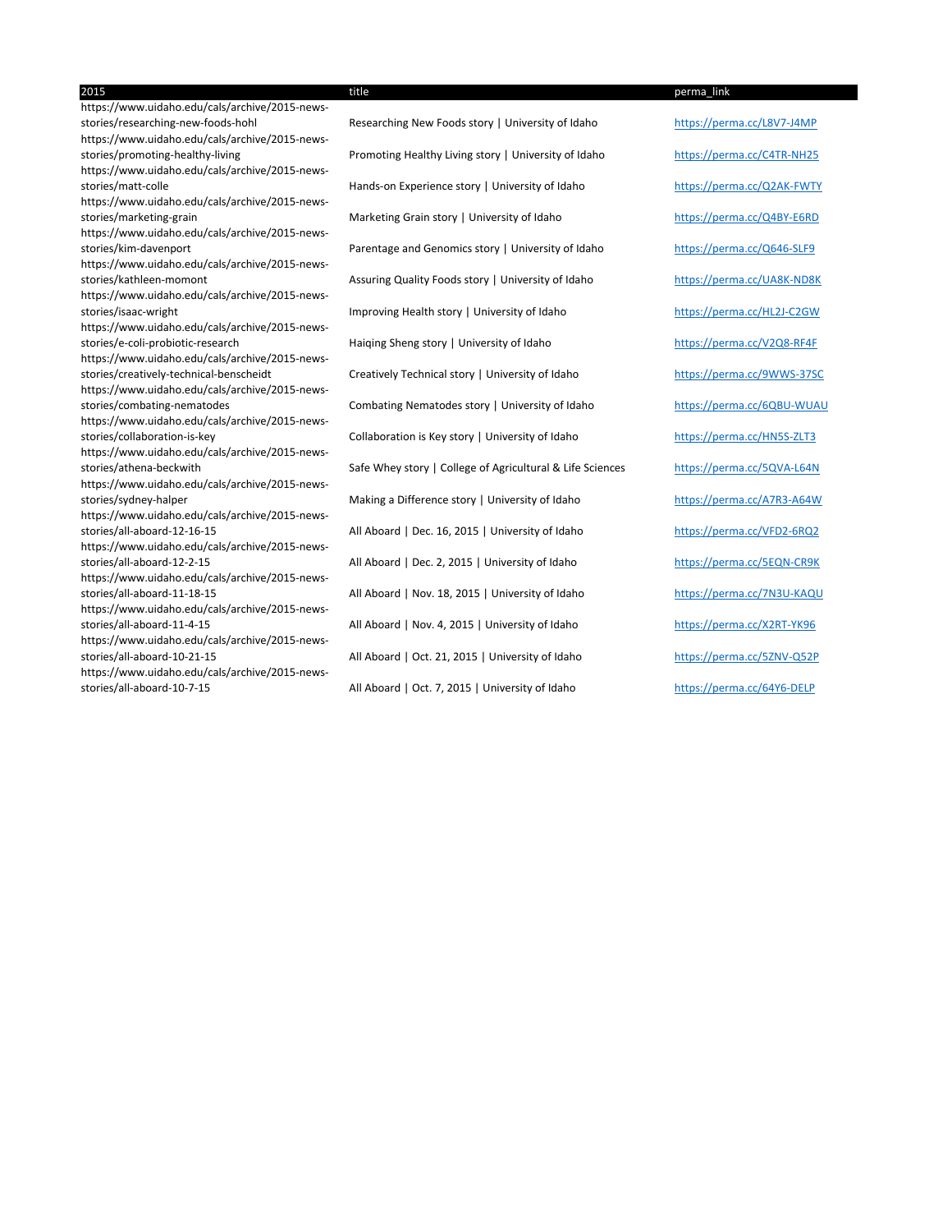| 2015 | title | perma_link |
| --- | --- | --- |
| https://www.uidaho.edu/cals/archive/2015-news-stories/researching-new-foods-hohl | Researching New Foods story \| University of Idaho | https://perma.cc/L8V7-J4MP |
| https://www.uidaho.edu/cals/archive/2015-news-stories/promoting-healthy-living | Promoting Healthy Living story \| University of Idaho | https://perma.cc/C4TR-NH25 |
| https://www.uidaho.edu/cals/archive/2015-news-stories/matt-colle | Hands-on Experience story \| University of Idaho | https://perma.cc/Q2AK-FWTY |
| https://www.uidaho.edu/cals/archive/2015-news-stories/marketing-grain | Marketing Grain story \| University of Idaho | https://perma.cc/Q4BY-E6RD |
| https://www.uidaho.edu/cals/archive/2015-news-stories/kim-davenport | Parentage and Genomics story \| University of Idaho | https://perma.cc/Q646-SLF9 |
| https://www.uidaho.edu/cals/archive/2015-news-stories/kathleen-momont | Assuring Quality Foods story \| University of Idaho | https://perma.cc/UA8K-ND8K |
| https://www.uidaho.edu/cals/archive/2015-news-stories/isaac-wright | Improving Health story \| University of Idaho | https://perma.cc/HL2J-C2GW |
| https://www.uidaho.edu/cals/archive/2015-news-stories/e-coli-probiotic-research | Haiqing Sheng story \| University of Idaho | https://perma.cc/V2Q8-RF4F |
| https://www.uidaho.edu/cals/archive/2015-news-stories/creatively-technical-benscheidt | Creatively Technical story \| University of Idaho | https://perma.cc/9WWS-37SC |
| https://www.uidaho.edu/cals/archive/2015-news-stories/combating-nematodes | Combating Nematodes story \| University of Idaho | https://perma.cc/6QBU-WUAU |
| https://www.uidaho.edu/cals/archive/2015-news-stories/collaboration-is-key | Collaboration is Key story \| University of Idaho | https://perma.cc/HN5S-ZLT3 |
| https://www.uidaho.edu/cals/archive/2015-news-stories/athena-beckwith | Safe Whey story \| College of Agricultural & Life Sciences | https://perma.cc/5QVA-L64N |
| https://www.uidaho.edu/cals/archive/2015-news-stories/sydney-halper | Making a Difference story \| University of Idaho | https://perma.cc/A7R3-A64W |
| https://www.uidaho.edu/cals/archive/2015-news-stories/all-aboard-12-16-15 | All Aboard \| Dec. 16, 2015 \| University of Idaho | https://perma.cc/VFD2-6RQ2 |
| https://www.uidaho.edu/cals/archive/2015-news-stories/all-aboard-12-2-15 | All Aboard \| Dec. 2, 2015 \| University of Idaho | https://perma.cc/5EQN-CR9K |
| https://www.uidaho.edu/cals/archive/2015-news-stories/all-aboard-11-18-15 | All Aboard \| Nov. 18, 2015 \| University of Idaho | https://perma.cc/7N3U-KAQU |
| https://www.uidaho.edu/cals/archive/2015-news-stories/all-aboard-11-4-15 | All Aboard \| Nov. 4, 2015 \| University of Idaho | https://perma.cc/X2RT-YK96 |
| https://www.uidaho.edu/cals/archive/2015-news-stories/all-aboard-10-21-15 | All Aboard \| Oct. 21, 2015 \| University of Idaho | https://perma.cc/5ZNV-Q52P |
| https://www.uidaho.edu/cals/archive/2015-news-stories/all-aboard-10-7-15 | All Aboard \| Oct. 7, 2015 \| University of Idaho | https://perma.cc/64Y6-DELP |